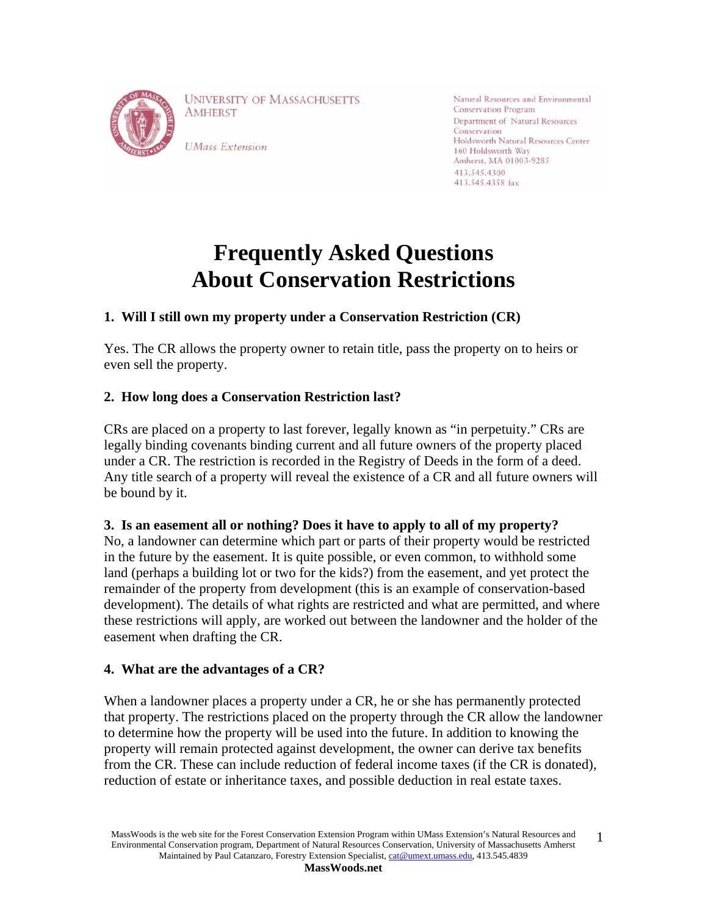UNIVERSITY OF MASSACHUSETTS AMHERST

*UMass Extension*

Natural Resources and Environmental Conservation Program
Department of Natural Resources Conservation
Holdsworth Natural Resources Center
160 Holdsworth Way
Amherst, MA 01003-9285
413.545.4300
413.545.4358 fax

# Frequently Asked Questions About Conservation Restrictions

### 1. Will I still own my property under a Conservation Restriction (CR)

Yes. The CR allows the property owner to retain title, pass the property on to heirs or even sell the property.

### 2. How long does a Conservation Restriction last?

CRs are placed on a property to last forever, legally known as "in perpetuity." CRs are legally binding covenants binding current and all future owners of the property placed under a CR. The restriction is recorded in the Registry of Deeds in the form of a deed. Any title search of a property will reveal the existence of a CR and all future owners will be bound by it.

### 3. Is an easement all or nothing? Does it have to apply to all of my property?

No, a landowner can determine which part or parts of their property would be restricted in the future by the easement. It is quite possible, or even common, to withhold some land (perhaps a building lot or two for the kids?) from the easement, and yet protect the remainder of the property from development (this is an example of conservation-based development). The details of what rights are restricted and what are permitted, and where these restrictions will apply, are worked out between the landowner and the holder of the easement when drafting the CR.

### 4. What are the advantages of a CR?

When a landowner places a property under a CR, he or she has permanently protected that property. The restrictions placed on the property through the CR allow the landowner to determine how the property will be used into the future. In addition to knowing the property will remain protected against development, the owner can derive tax benefits from the CR. These can include reduction of federal income taxes (if the CR is donated), reduction of estate or inheritance taxes, and possible deduction in real estate taxes.

MassWoods is the web site for the Forest Conservation Extension Program within UMass Extension's Natural Resources and Environmental Conservation program, Department of Natural Resources Conservation, University of Massachusetts Amherst
Maintained by Paul Catanzaro, Forestry Extension Specialist, cat@umext.umass.edu, 413.545.4839
**MassWoods.net**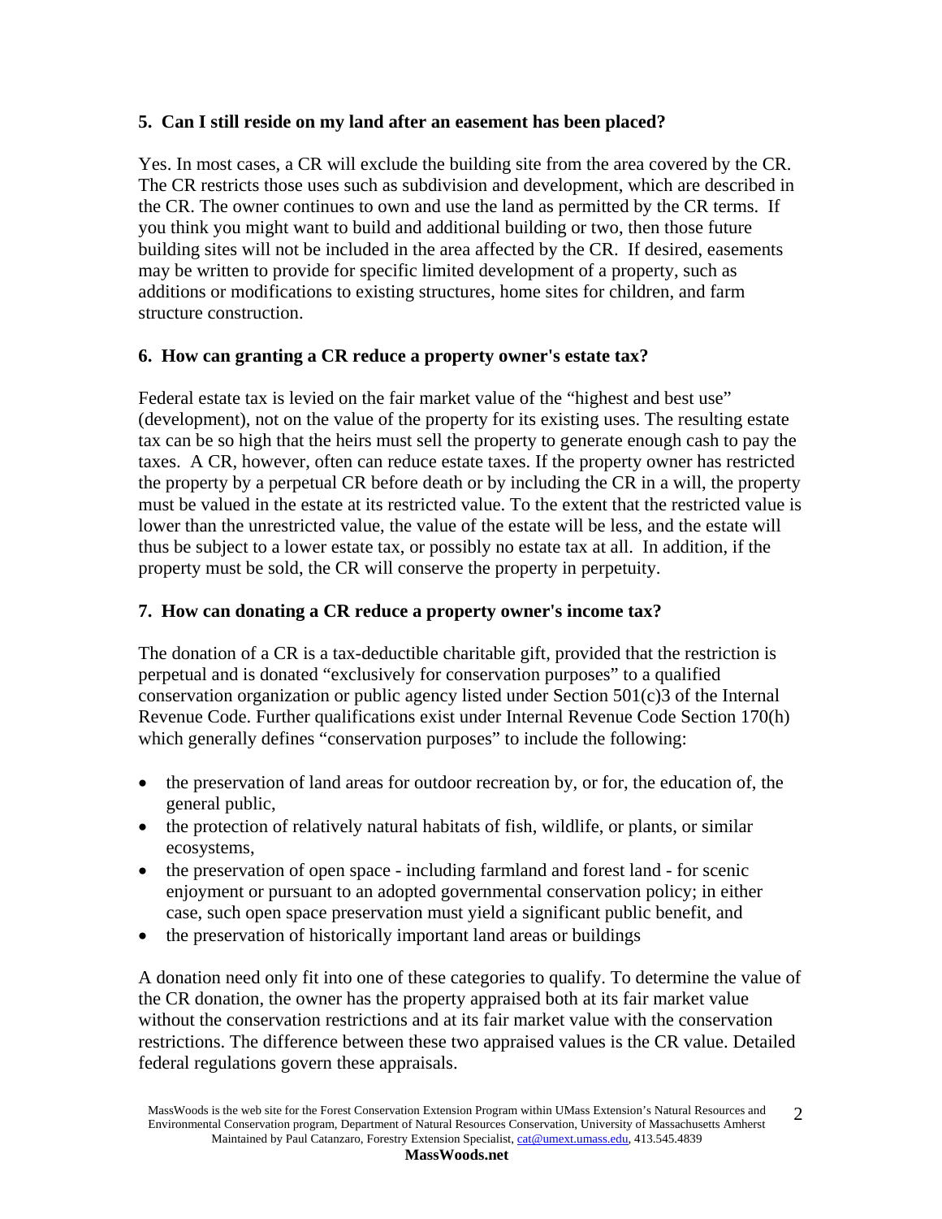**5. Can I still reside on my land after an easement has been placed?**

Yes. In most cases, a CR will exclude the building site from the area covered by the CR. The CR restricts those uses such as subdivision and development, which are described in the CR. The owner continues to own and use the land as permitted by the CR terms. If you think you might want to build and additional building or two, then those future building sites will not be included in the area affected by the CR. If desired, easements may be written to provide for specific limited development of a property, such as additions or modifications to existing structures, home sites for children, and farm structure construction.

**6. How can granting a CR reduce a property owner's estate tax?**

Federal estate tax is levied on the fair market value of the "highest and best use" (development), not on the value of the property for its existing uses. The resulting estate tax can be so high that the heirs must sell the property to generate enough cash to pay the taxes. A CR, however, often can reduce estate taxes. If the property owner has restricted the property by a perpetual CR before death or by including the CR in a will, the property must be valued in the estate at its restricted value. To the extent that the restricted value is lower than the unrestricted value, the value of the estate will be less, and the estate will thus be subject to a lower estate tax, or possibly no estate tax at all. In addition, if the property must be sold, the CR will conserve the property in perpetuity.

**7. How can donating a CR reduce a property owner's income tax?**

The donation of a CR is a tax-deductible charitable gift, provided that the restriction is perpetual and is donated "exclusively for conservation purposes" to a qualified conservation organization or public agency listed under Section 501(c)3 of the Internal Revenue Code. Further qualifications exist under Internal Revenue Code Section 170(h) which generally defines "conservation purposes" to include the following:

- the preservation of land areas for outdoor recreation by, or for, the education of, the general public,
- the protection of relatively natural habitats of fish, wildlife, or plants, or similar ecosystems,
- the preservation of open space - including farmland and forest land - for scenic enjoyment or pursuant to an adopted governmental conservation policy; in either case, such open space preservation must yield a significant public benefit, and
- the preservation of historically important land areas or buildings

A donation need only fit into one of these categories to qualify. To determine the value of the CR donation, the owner has the property appraised both at its fair market value without the conservation restrictions and at its fair market value with the conservation restrictions. The difference between these two appraised values is the CR value. Detailed federal regulations govern these appraisals.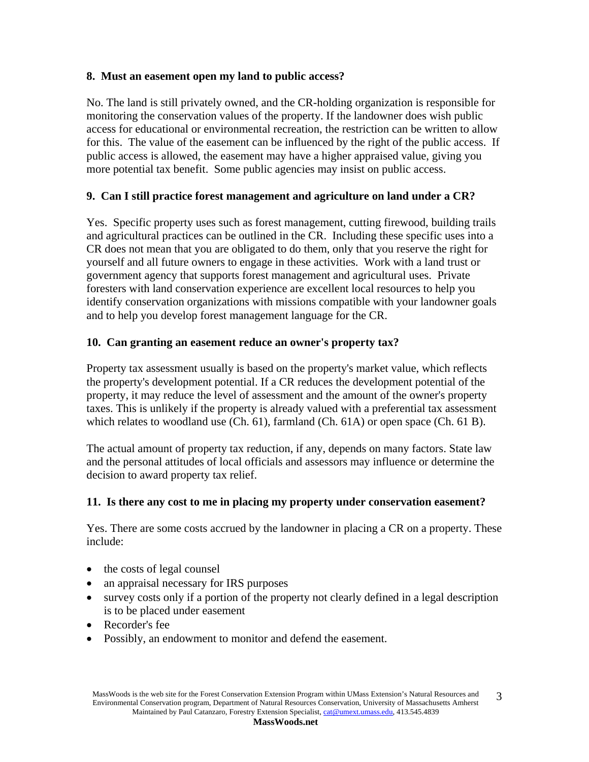**8. Must an easement open my land to public access?**

No. The land is still privately owned, and the CR-holding organization is responsible for monitoring the conservation values of the property. If the landowner does wish public access for educational or environmental recreation, the restriction can be written to allow for this. The value of the easement can be influenced by the right of the public access. If public access is allowed, the easement may have a higher appraised value, giving you more potential tax benefit. Some public agencies may insist on public access.

**9. Can I still practice forest management and agriculture on land under a CR?**

Yes. Specific property uses such as forest management, cutting firewood, building trails and agricultural practices can be outlined in the CR. Including these specific uses into a CR does not mean that you are obligated to do them, only that you reserve the right for yourself and all future owners to engage in these activities. Work with a land trust or government agency that supports forest management and agricultural uses. Private foresters with land conservation experience are excellent local resources to help you identify conservation organizations with missions compatible with your landowner goals and to help you develop forest management language for the CR.

**10. Can granting an easement reduce an owner's property tax?**

Property tax assessment usually is based on the property's market value, which reflects the property's development potential. If a CR reduces the development potential of the property, it may reduce the level of assessment and the amount of the owner's property taxes. This is unlikely if the property is already valued with a preferential tax assessment which relates to woodland use (Ch. 61), farmland (Ch. 61A) or open space (Ch. 61 B).

The actual amount of property tax reduction, if any, depends on many factors. State law and the personal attitudes of local officials and assessors may influence or determine the decision to award property tax relief.

**11. Is there any cost to me in placing my property under conservation easement?**

Yes. There are some costs accrued by the landowner in placing a CR on a property. These include:

- the costs of legal counsel
- an appraisal necessary for IRS purposes
- survey costs only if a portion of the property not clearly defined in a legal description is to be placed under easement
- Recorder's fee
- Possibly, an endowment to monitor and defend the easement.